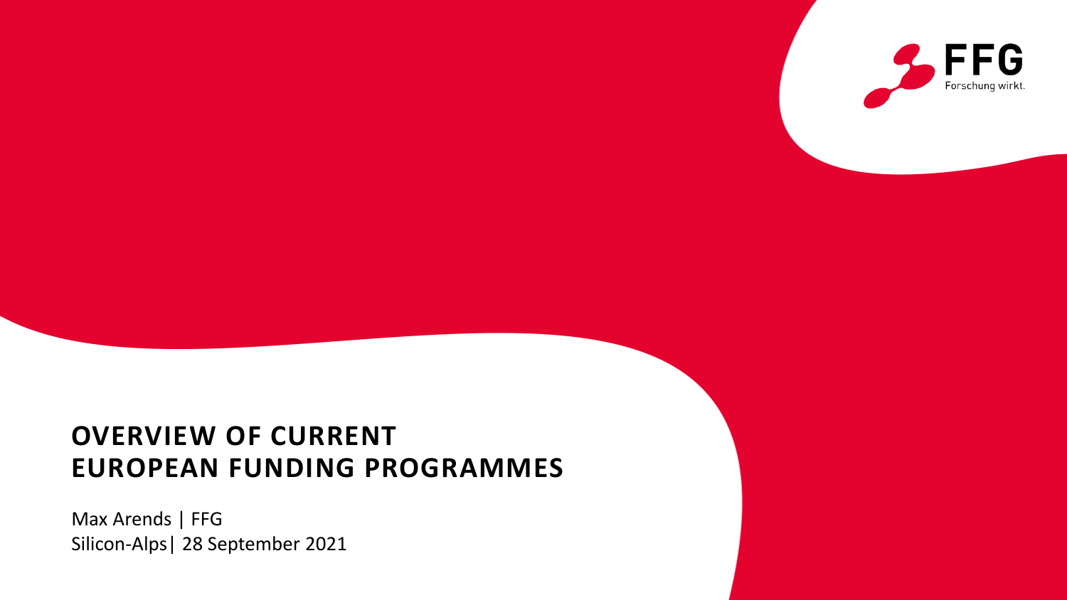FFG

Forschung wirkt.

# OVERVIEW OF CURRENT EUROPEAN FUNDING PROGRAMMES

Max Arends | FFG

Silicon-Alps| 28 September 2021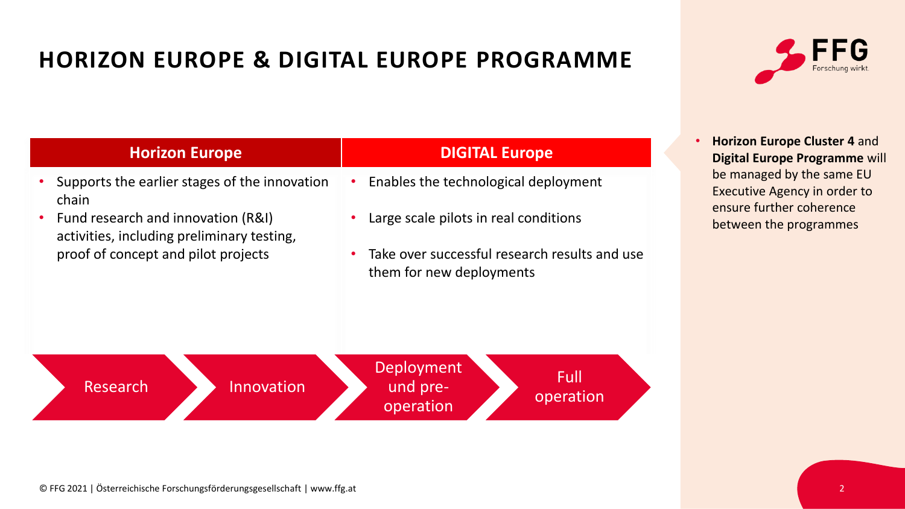# HORIZON EUROPE & DIGITAL EUROPE PROGRAMME

| Horizon Europe | DIGITAL Europe |
| --- | --- |
| • Supports the earlier stages of the innovation chain<br>• Fund research and innovation (R&I) activities, including preliminary testing, proof of concept and pilot projects | • Enables the technological deployment<br>• Large scale pilots in real conditions<br>• Take over successful research results and use them for new deployments |

Research → Innovation → Deployment und pre-operation → Full operation

- **Horizon Europe Cluster 4** and **Digital Europe Programme** will be managed by the same EU Executive Agency in order to ensure further coherence between the programmes

© FFG 2021 | Österreichische Forschungsförderungsgesellschaft | www.ffg.at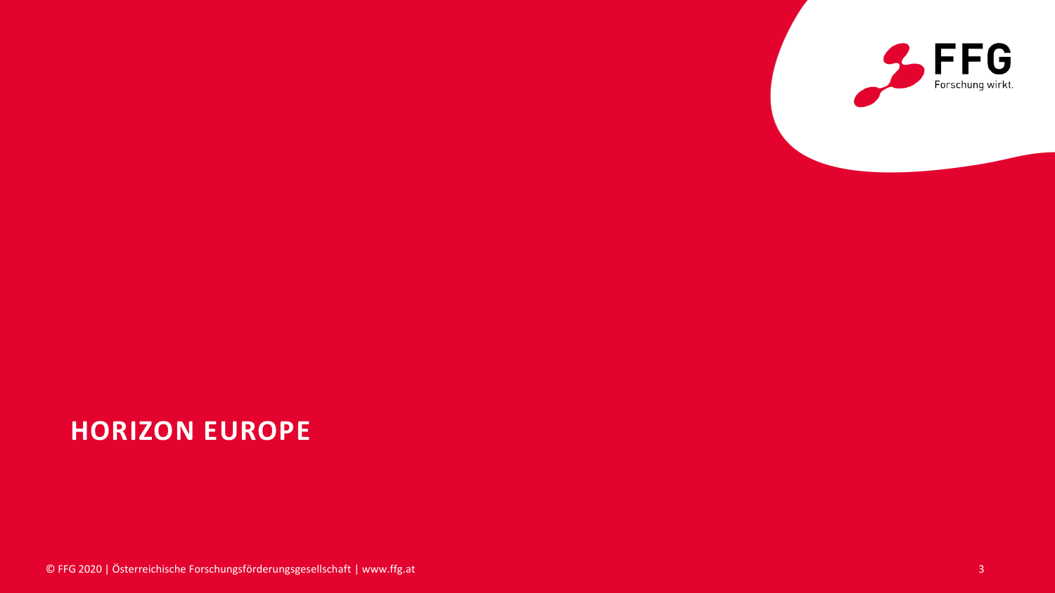# HORIZON EUROPE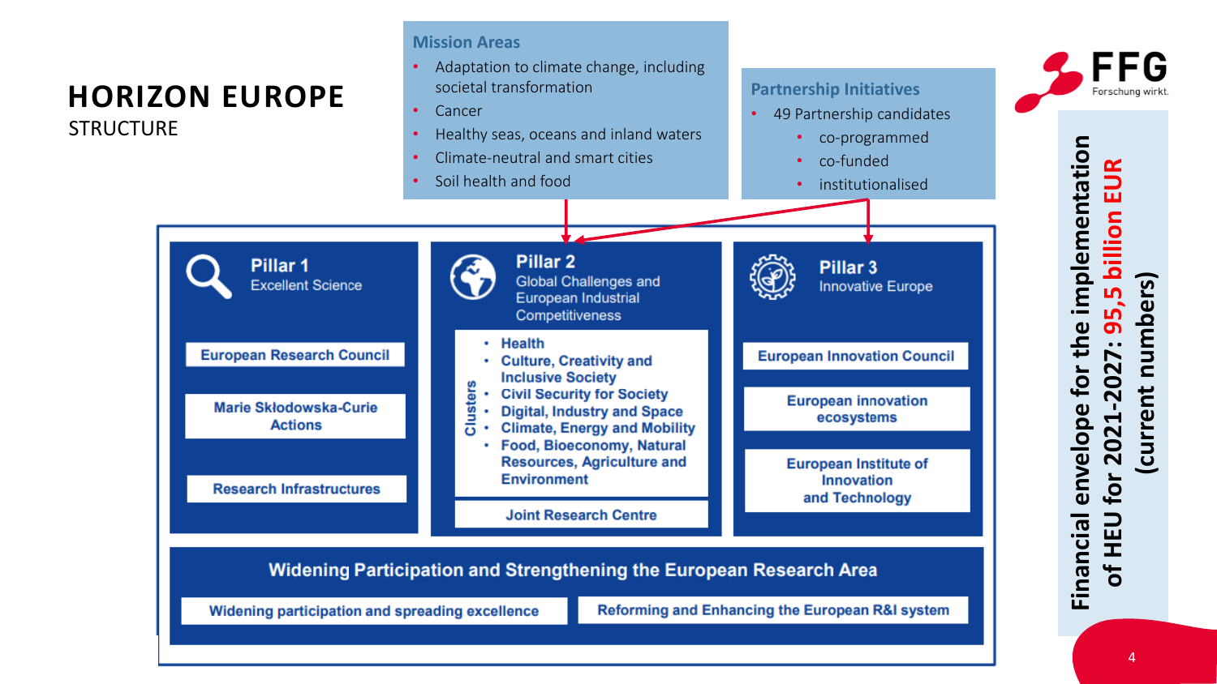# HORIZON EUROPE

STRUCTURE

**Mission Areas**

- Adaptation to climate change, including societal transformation
- Cancer
- Healthy seas, oceans and inland waters
- Climate-neutral and smart cities
- Soil health and food

**Partnership Initiatives**

- 49 Partnership candidates
  - co-programmed
  - co-funded
  - institutionalised

## Pillar 1
Excellent Science

- European Research Council
- Marie Skłodowska-Curie Actions
- Research Infrastructures

## Pillar 2
Global Challenges and European Industrial Competitiveness

Clusters:

- Health
- Culture, Creativity and Inclusive Society
- Civil Security for Society
- Digital, Industry and Space
- Climate, Energy and Mobility
- Food, Bioeconomy, Natural Resources, Agriculture and Environment

Joint Research Centre

## Pillar 3
Innovative Europe

- European Innovation Council
- European innovation ecosystems
- European Institute of Innovation and Technology

## Widening Participation and Strengthening the European Research Area

- Widening participation and spreading excellence
- Reforming and Enhancing the European R&I system

**Financial envelope for the implementation of HEU for 2021-2027: 95,5 billion EUR (current numbers)**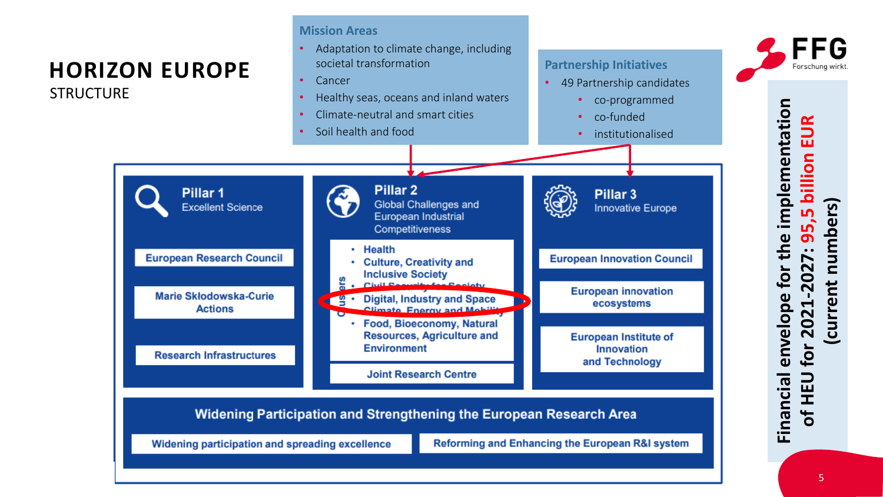# HORIZON EUROPE

STRUCTURE

## Mission Areas

- Adaptation to climate change, including societal transformation
- Cancer
- Healthy seas, oceans and inland waters
- Climate-neutral and smart cities
- Soil health and food

## Partnership Initiatives

- 49 Partnership candidates
  - co-programmed
  - co-funded
  - institutionalised

## Pillar 1 – Excellent Science

- European Research Council
- Marie Skłodowska-Curie Actions
- Research Infrastructures

## Pillar 2 – Global Challenges and European Industrial Competitiveness

Clusters:

- Health
- Culture, Creativity and Inclusive Society
- Civil Security for Society
- Digital, Industry and Space
- Climate, Energy and Mobility
- Food, Bioeconomy, Natural Resources, Agriculture and Environment

Joint Research Centre

## Pillar 3 – Innovative Europe

- European Innovation Council
- European innovation ecosystems
- European Institute of Innovation and Technology

## Widening Participation and Strengthening the European Research Area

- Widening participation and spreading excellence
- Reforming and Enhancing the European R&I system

**Financial envelope for the implementation of HEU for 2021-2027: 95,5 billion EUR (current numbers)**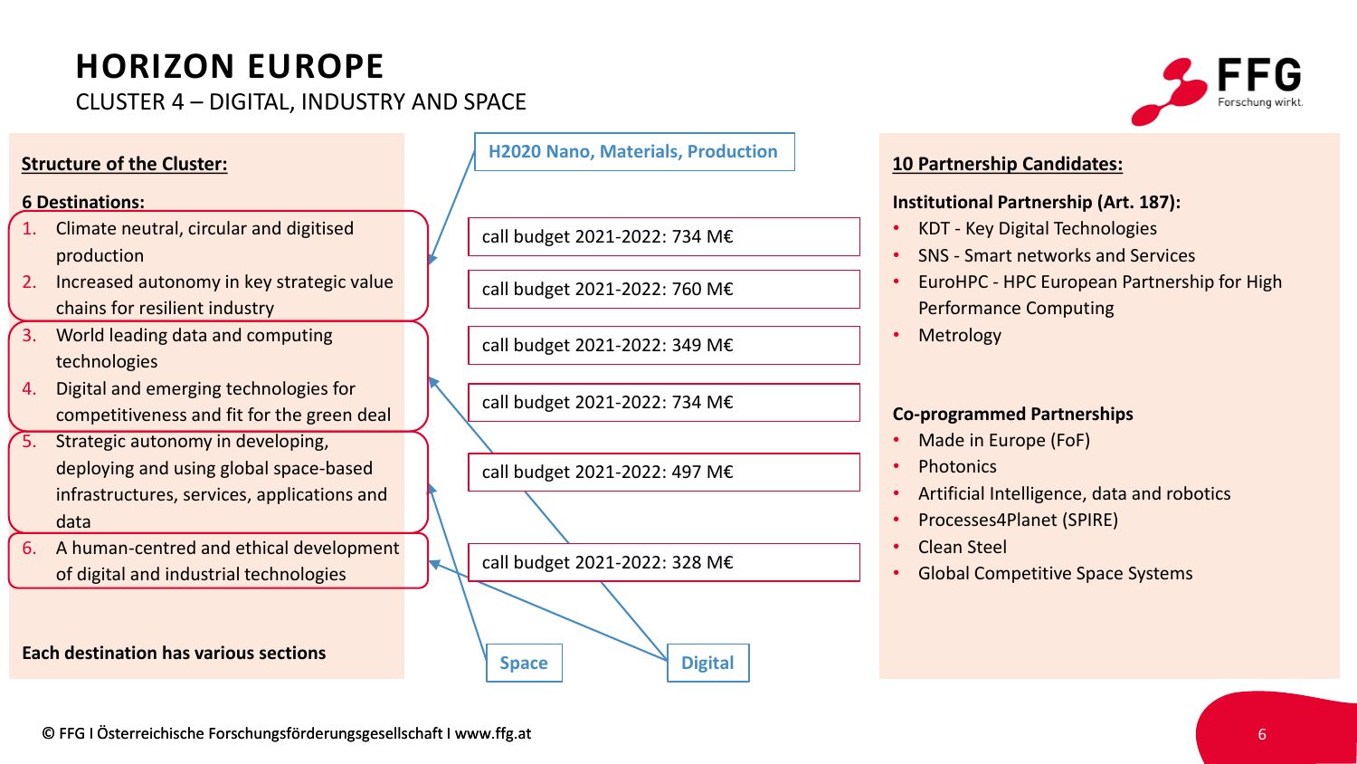# HORIZON EUROPE

## CLUSTER 4 – DIGITAL, INDUSTRY AND SPACE

**Structure of the Cluster:**

**6 Destinations:**

1. Climate neutral, circular and digitised production — call budget 2021-2022: 734 M€
2. Increased autonomy in key strategic value chains for resilient industry — call budget 2021-2022: 760 M€
3. World leading data and computing technologies — call budget 2021-2022: 349 M€
4. Digital and emerging technologies for competitiveness and fit for the green deal — call budget 2021-2022: 734 M€
5. Strategic autonomy in developing, deploying and using global space-based infrastructures, services, applications and data — call budget 2021-2022: 497 M€
6. A human-centred and ethical development of digital and industrial technologies — call budget 2021-2022: 328 M€

**Each destination has various sections**

H2020 Nano, Materials, Production

Space

Digital

**10 Partnership Candidates:**

**Institutional Partnership (Art. 187):**

- KDT - Key Digital Technologies
- SNS - Smart networks and Services
- EuroHPC - HPC European Partnership for High Performance Computing
- Metrology

**Co-programmed Partnerships**

- Made in Europe (FoF)
- Photonics
- Artificial Intelligence, data and robotics
- Processes4Planet (SPIRE)
- Clean Steel
- Global Competitive Space Systems

© FFG I Österreichische Forschungsförderungsgesellschaft I www.ffg.at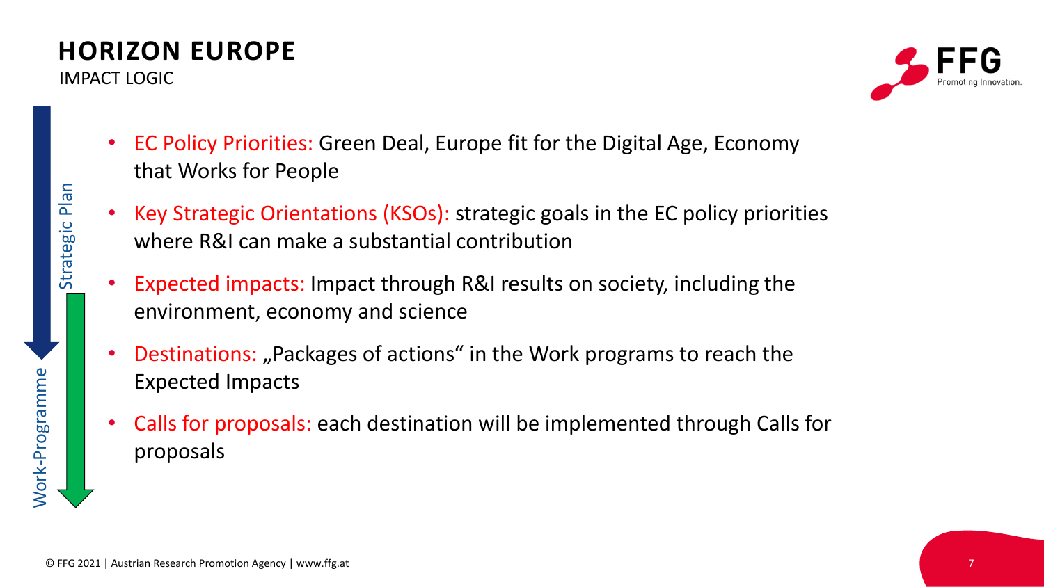# HORIZON EUROPE

IMPACT LOGIC

Strategic Plan

Work-Programme

- EC Policy Priorities: Green Deal, Europe fit for the Digital Age, Economy that Works for People
- Key Strategic Orientations (KSOs): strategic goals in the EC policy priorities where R&I can make a substantial contribution
- Expected impacts: Impact through R&I results on society, including the environment, economy and science
- Destinations: „Packages of actions" in the Work programs to reach the Expected Impacts
- Calls for proposals: each destination will be implemented through Calls for proposals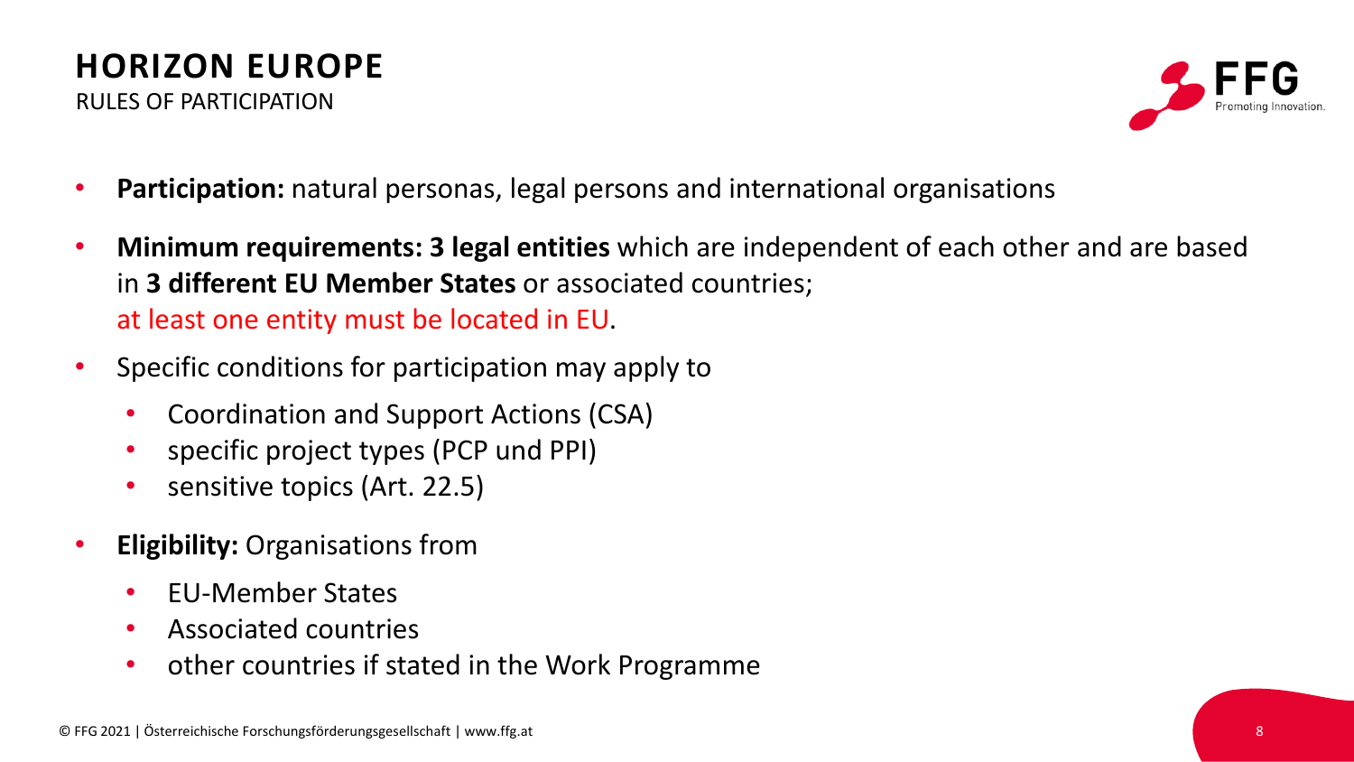# HORIZON EUROPE

RULES OF PARTICIPATION

- **Participation:** natural personas, legal persons and international organisations
- **Minimum requirements: 3 legal entities** which are independent of each other and are based in **3 different EU Member States** or associated countries;
  at least one entity must be located in EU.
- Specific conditions for participation may apply to
  - Coordination and Support Actions (CSA)
  - specific project types (PCP und PPI)
  - sensitive topics (Art. 22.5)
- **Eligibility:** Organisations from
  - EU-Member States
  - Associated countries
  - other countries if stated in the Work Programme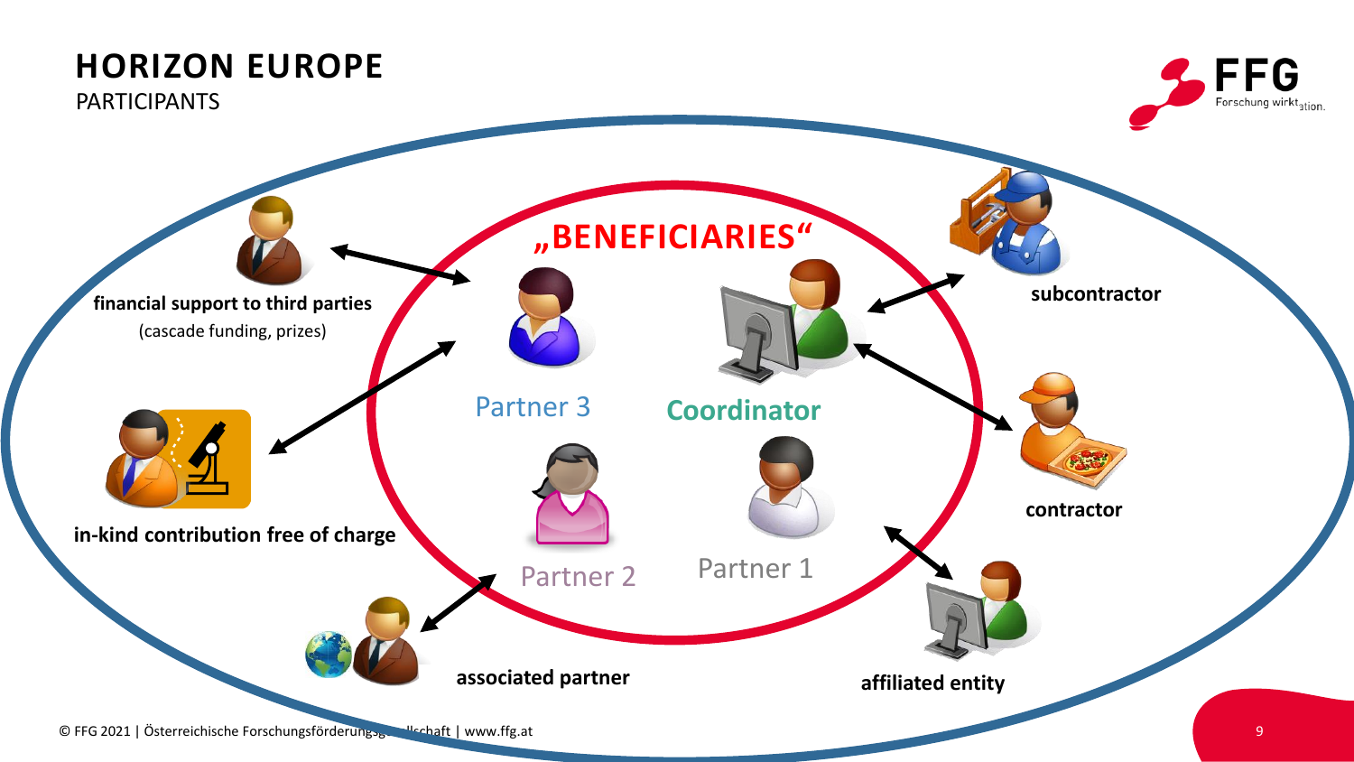# HORIZON EUROPE

PARTICIPANTS

„BENEFICIARIES"

Partner 3

Coordinator

Partner 2

Partner 1

**financial support to third parties**
(cascade funding, prizes)

**in-kind contribution free of charge**

**associated partner**

**affiliated entity**

**subcontractor**

**contractor**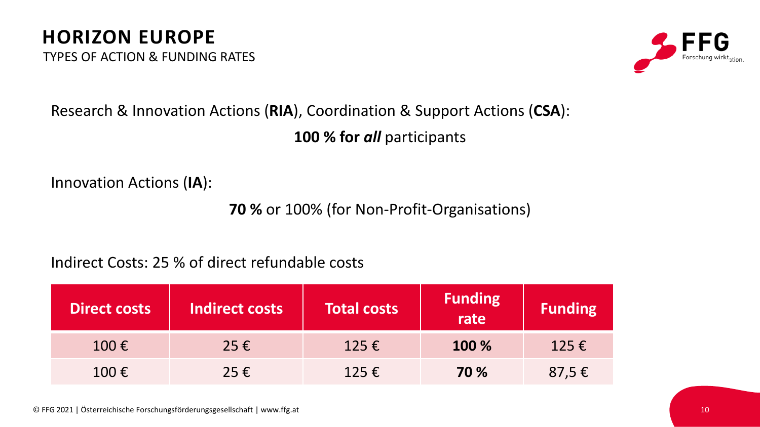# HORIZON EUROPE

TYPES OF ACTION & FUNDING RATES

Research & Innovation Actions (**RIA**), Coordination & Support Actions (**CSA**):

**100 % for *all*** participants

Innovation Actions (**IA**):

**70 %** or 100% (for Non-Profit-Organisations)

Indirect Costs: 25 % of direct refundable costs

| Direct costs | Indirect costs | Total costs | Funding rate | Funding |
|---|---|---|---|---|
| 100 € | 25 € | 125 € | **100 %** | 125 € |
| 100 € | 25 € | 125 € | **70 %** | 87,5 € |

© FFG 2021 | Österreichische Forschungsförderungsgesellschaft | www.ffg.at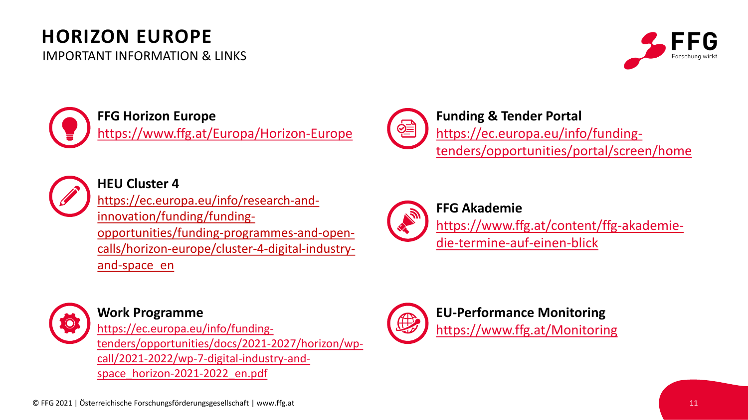# HORIZON EUROPE

IMPORTANT INFORMATION & LINKS

**FFG Horizon Europe**
https://www.ffg.at/Europa/Horizon-Europe

**Funding & Tender Portal**
https://ec.europa.eu/info/funding-tenders/opportunities/portal/screen/home

**HEU Cluster 4**
https://ec.europa.eu/info/research-and-innovation/funding/funding-opportunities/funding-programmes-and-open-calls/horizon-europe/cluster-4-digital-industry-and-space_en

**FFG Akademie**
https://www.ffg.at/content/ffg-akademie-die-termine-auf-einen-blick

**Work Programme**
https://ec.europa.eu/info/funding-tenders/opportunities/docs/2021-2027/horizon/wp-call/2021-2022/wp-7-digital-industry-and-space_horizon-2021-2022_en.pdf

**EU-Performance Monitoring**
https://www.ffg.at/Monitoring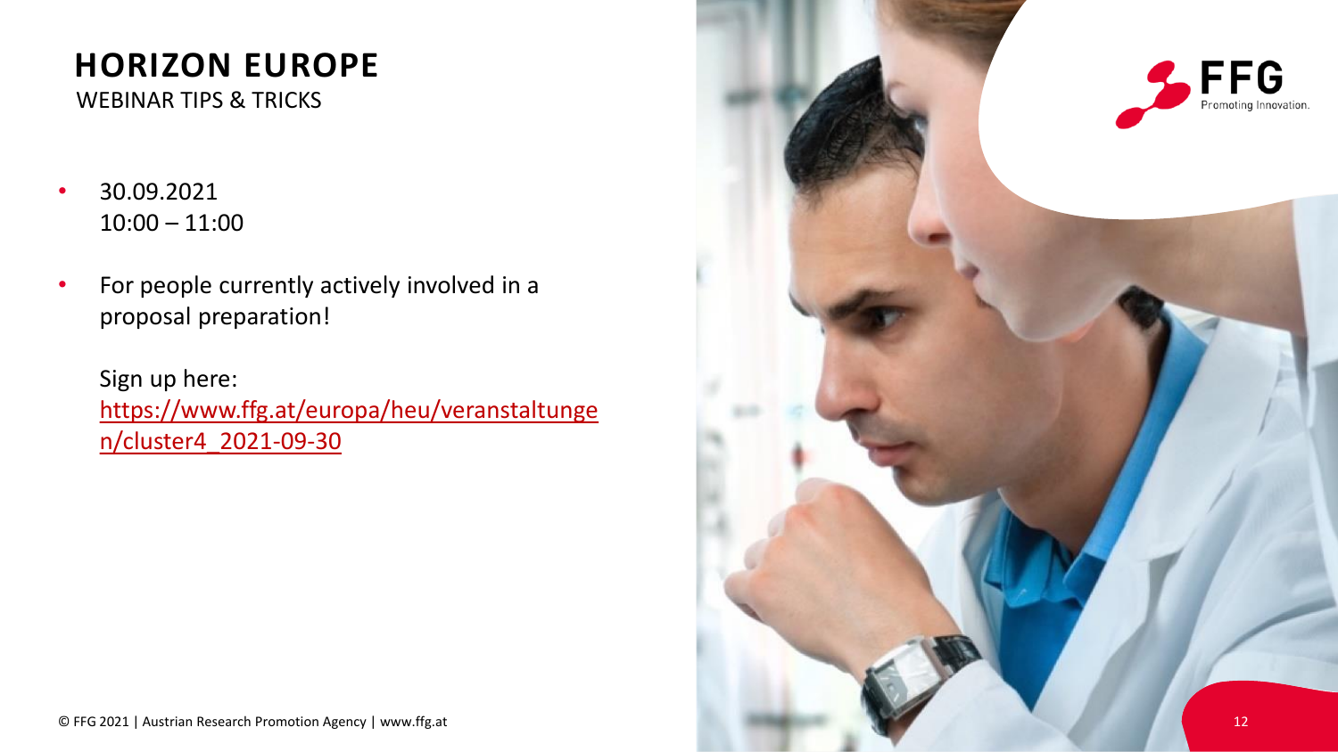# HORIZON EUROPE

WEBINAR TIPS & TRICKS

- 30.09.2021
  10:00 – 11:00
- For people currently actively involved in a proposal preparation!

  Sign up here:
  https://www.ffg.at/europa/heu/veranstaltungen/cluster4_2021-09-30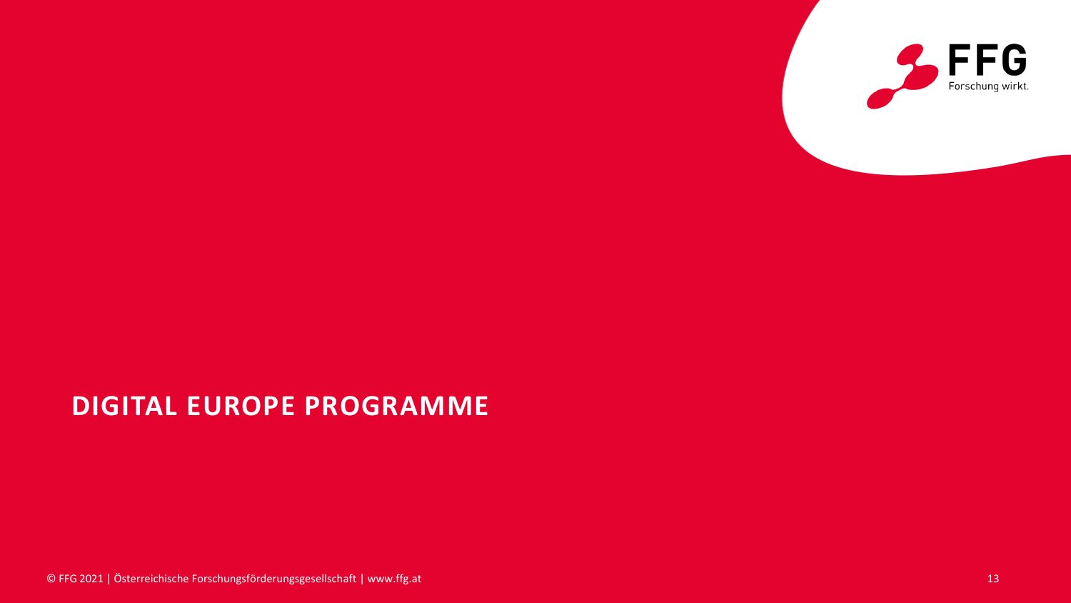# DIGITAL EUROPE PROGRAMME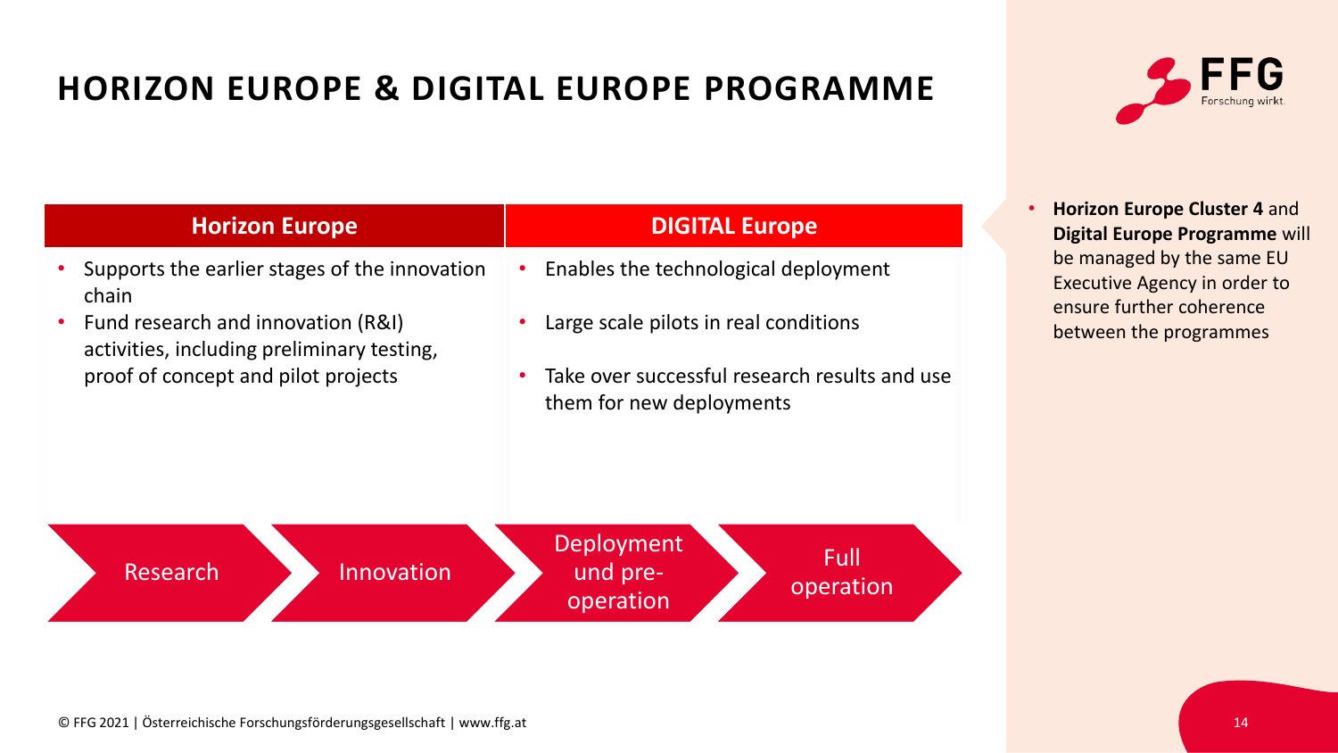# HORIZON EUROPE & DIGITAL EUROPE PROGRAMME

| Horizon Europe | DIGITAL Europe |
| --- | --- |
| • Supports the earlier stages of the innovation chain<br>• Fund research and innovation (R&I) activities, including preliminary testing, proof of concept and pilot projects | • Enables the technological deployment<br>• Large scale pilots in real conditions<br>• Take over successful research results and use them for new deployments |

Research → Innovation → Deployment und pre-operation → Full operation

- **Horizon Europe Cluster 4** and **Digital Europe Programme** will be managed by the same EU Executive Agency in order to ensure further coherence between the programmes

© FFG 2021 | Österreichische Forschungsförderungsgesellschaft | www.ffg.at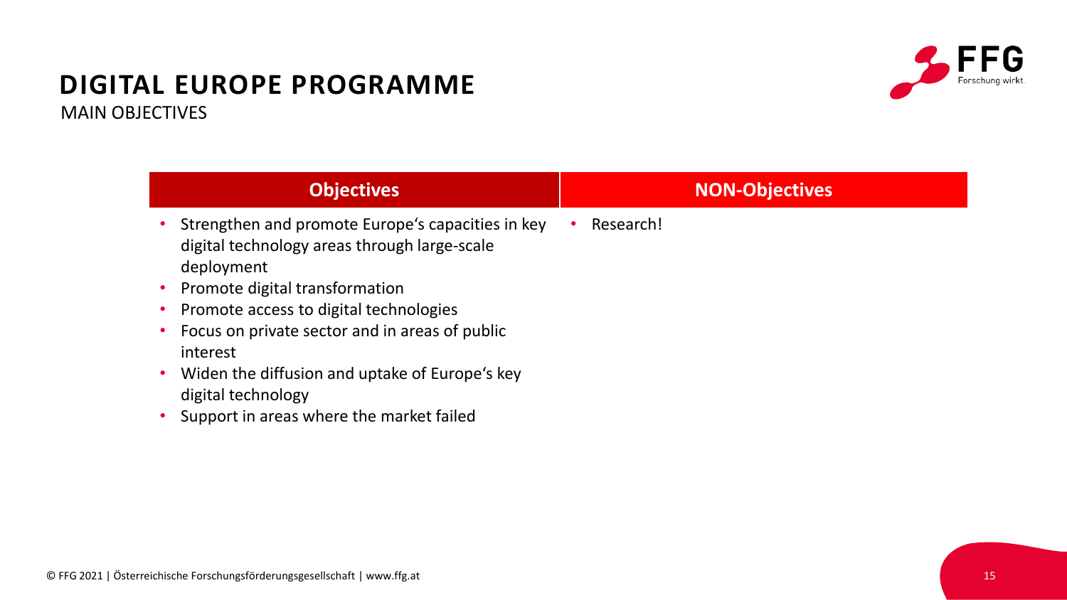# DIGITAL EUROPE PROGRAMME

MAIN OBJECTIVES

| Objectives | NON-Objectives |
|---|---|
| • Strengthen and promote Europe's capacities in key digital technology areas through large-scale deployment<br>• Promote digital transformation<br>• Promote access to digital technologies<br>• Focus on private sector and in areas of public interest<br>• Widen the diffusion and uptake of Europe's key digital technology<br>• Support in areas where the market failed | • Research! |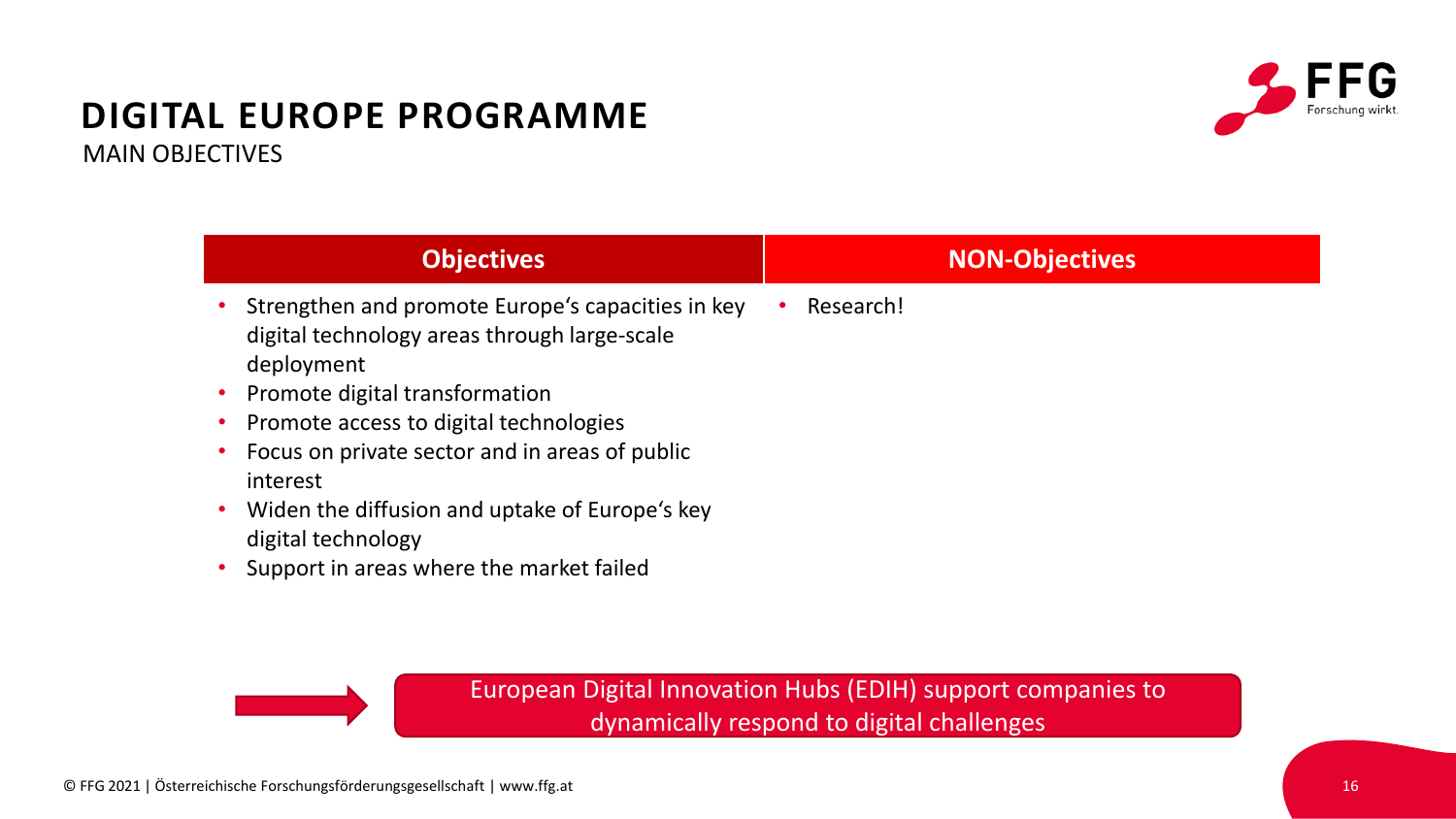# DIGITAL EUROPE PROGRAMME

## MAIN OBJECTIVES

| Objectives | NON-Objectives |
| --- | --- |
| • Strengthen and promote Europe's capacities in key digital technology areas through large-scale deployment<br>• Promote digital transformation<br>• Promote access to digital technologies<br>• Focus on private sector and in areas of public interest<br>• Widen the diffusion and uptake of Europe's key digital technology<br>• Support in areas where the market failed | • Research! |

European Digital Innovation Hubs (EDIH) support companies to dynamically respond to digital challenges

© FFG 2021 | Österreichische Forschungsförderungsgesellschaft | www.ffg.at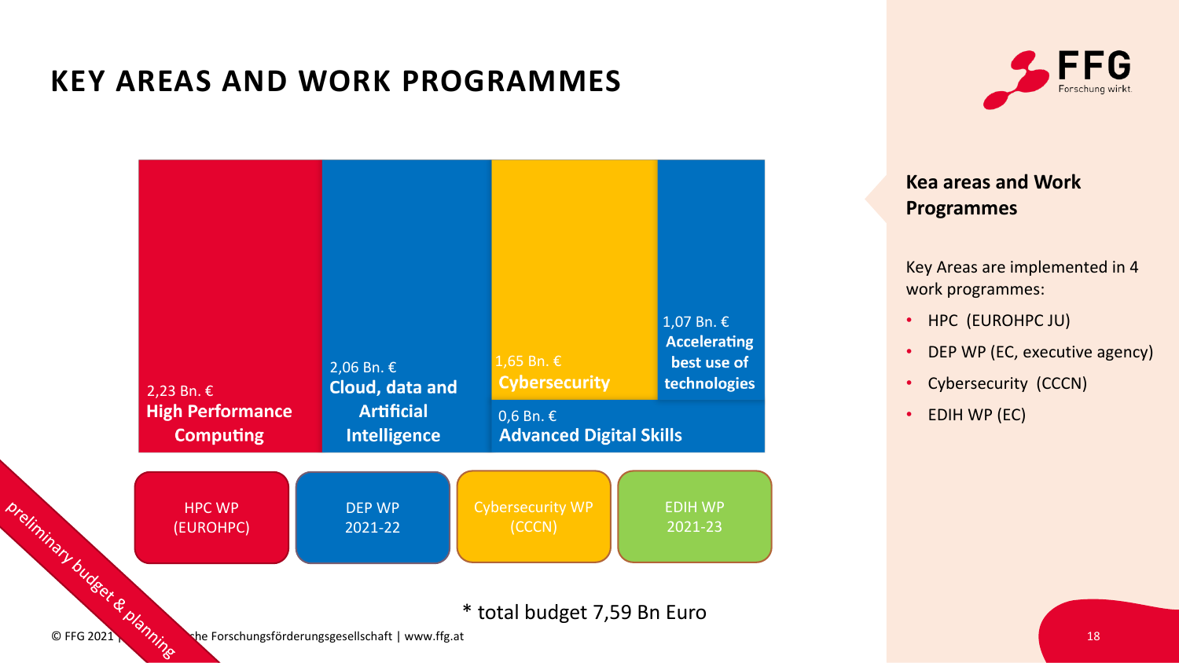# KEY AREAS AND WORK PROGRAMMES

2,23 Bn. €
**High Performance Computing**

2,06 Bn. €
**Cloud, data and Artificial Intelligence**

1,65 Bn. €
**Cybersecurity**

1,07 Bn. €
**Accelerating best use of technologies**

0,6 Bn. €
**Advanced Digital Skills**

HPC WP (EUROHPC)

DEP WP 2021-22

Cybersecurity WP (CCCN)

EDIH WP 2021-23

preliminary budget & planning

\* total budget 7,59 Bn Euro

## Kea areas and Work Programmes

Key Areas are implemented in 4 work programmes:

- HPC (EUROHPC JU)
- DEP WP (EC, executive agency)
- Cybersecurity (CCCN)
- EDIH WP (EC)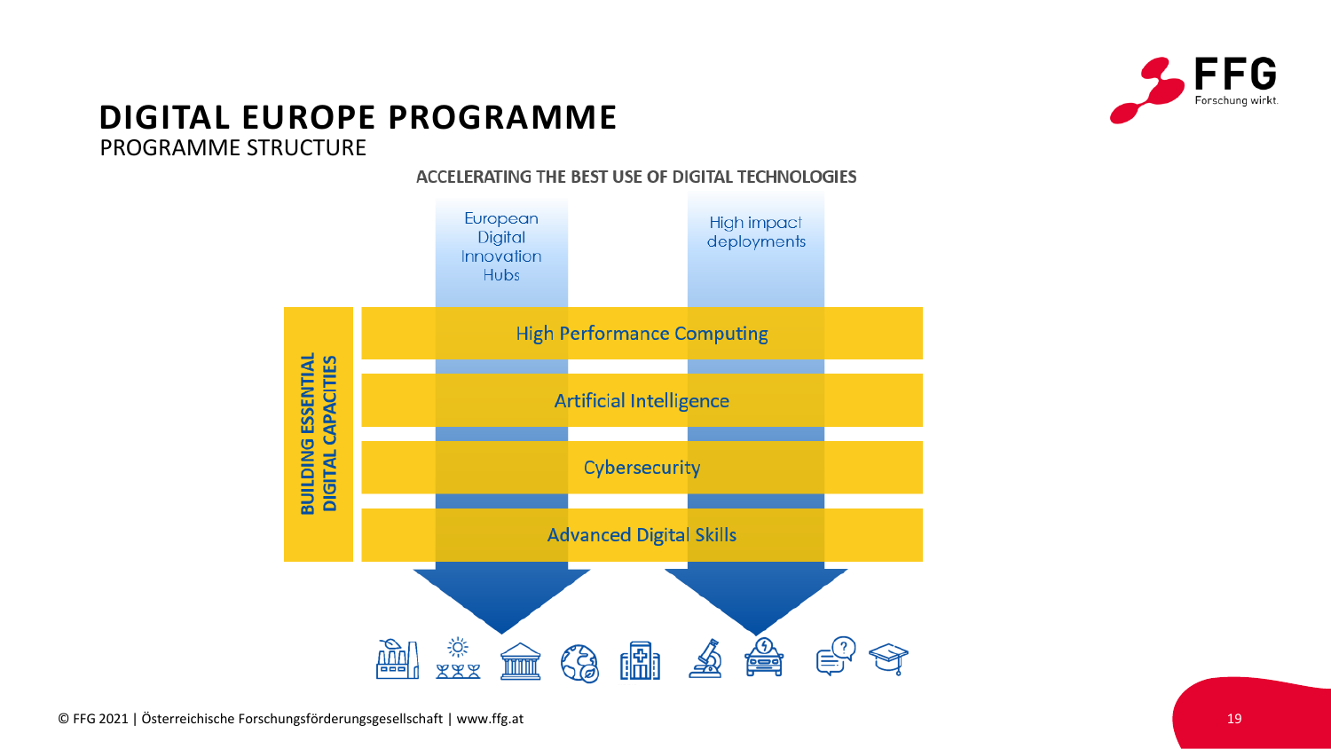# DIGITAL EUROPE PROGRAMME

PROGRAMME STRUCTURE

ACCELERATING THE BEST USE OF DIGITAL TECHNOLOGIES

European Digital Innovation Hubs

High impact deployments

BUILDING ESSENTIAL DIGITAL CAPACITIES

- High Performance Computing
- Artificial Intelligence
- Cybersecurity
- Advanced Digital Skills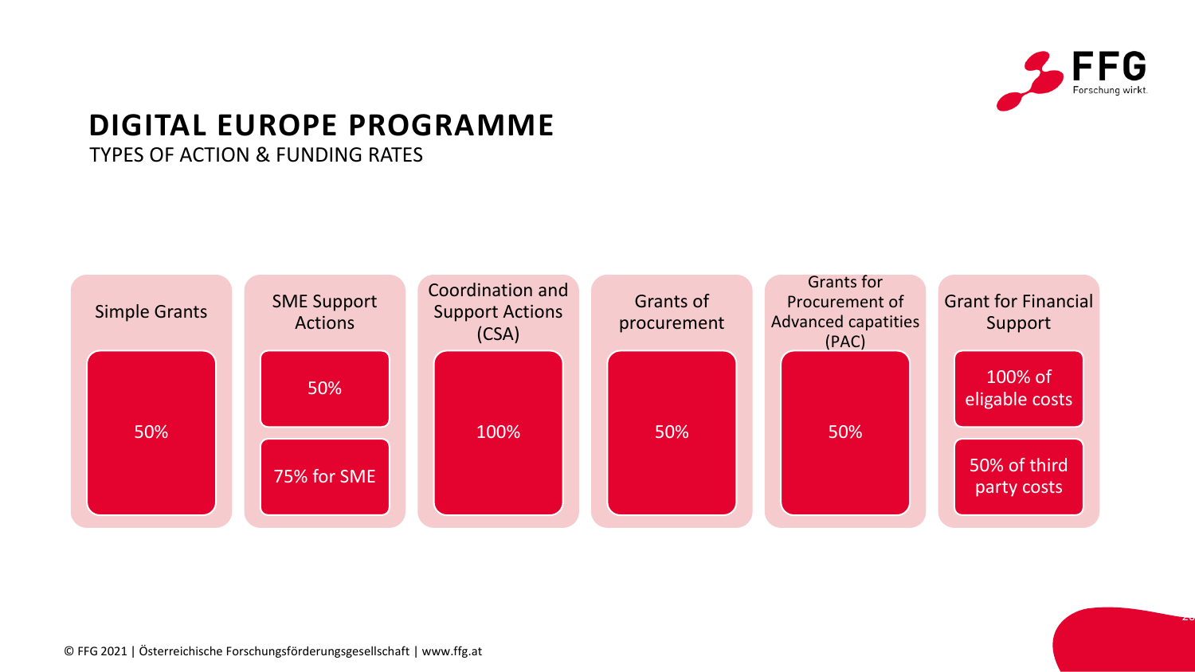# DIGITAL EUROPE PROGRAMME

TYPES OF ACTION & FUNDING RATES

| Simple Grants | SME Support Actions | Coordination and Support Actions (CSA) | Grants of procurement | Grants for Procurement of Advanced capatities (PAC) | Grant for Financial Support |
|---|---|---|---|---|---|
| 50% | 50% | 100% | 50% | 50% | 100% of eligable costs |
| | 75% for SME | | | | 50% of third party costs |

© FFG 2021 | Österreichische Forschungsförderungsgesellschaft | www.ffg.at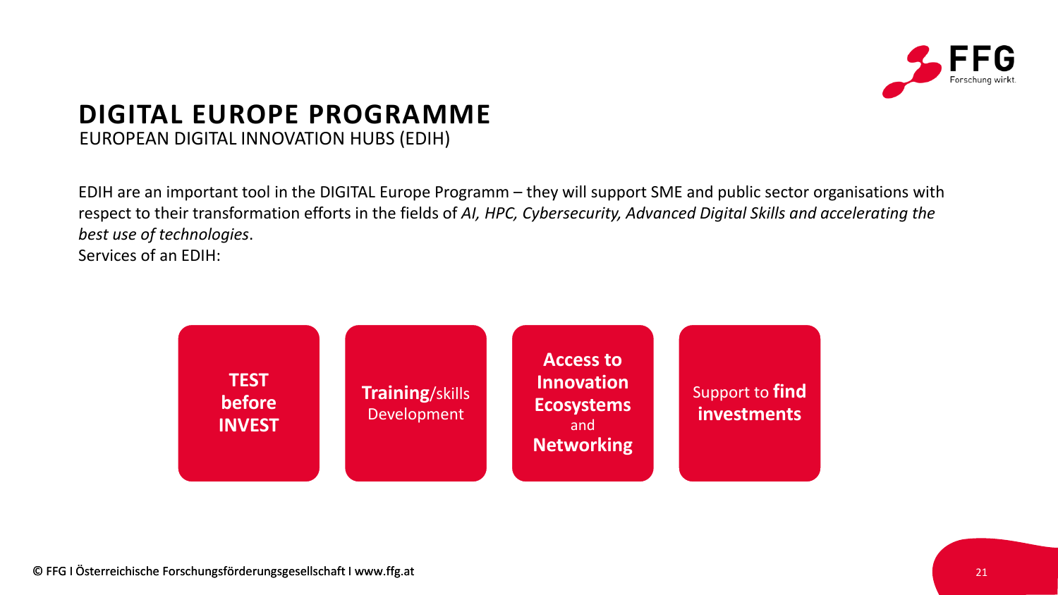# DIGITAL EUROPE PROGRAMME

## EUROPEAN DIGITAL INNOVATION HUBS (EDIH)

EDIH are an important tool in the DIGITAL Europe Programm – they will support SME and public sector organisations with respect to their transformation efforts in the fields of *AI, HPC, Cybersecurity, Advanced Digital Skills and accelerating the best use of technologies*.
Services of an EDIH:

- **TEST before INVEST**
- **Training**/skills Development
- **Access to Innovation Ecosystems** and **Networking**
- Support to **find investments**

© FFG I Österreichische Forschungsförderungsgesellschaft I www.ffg.at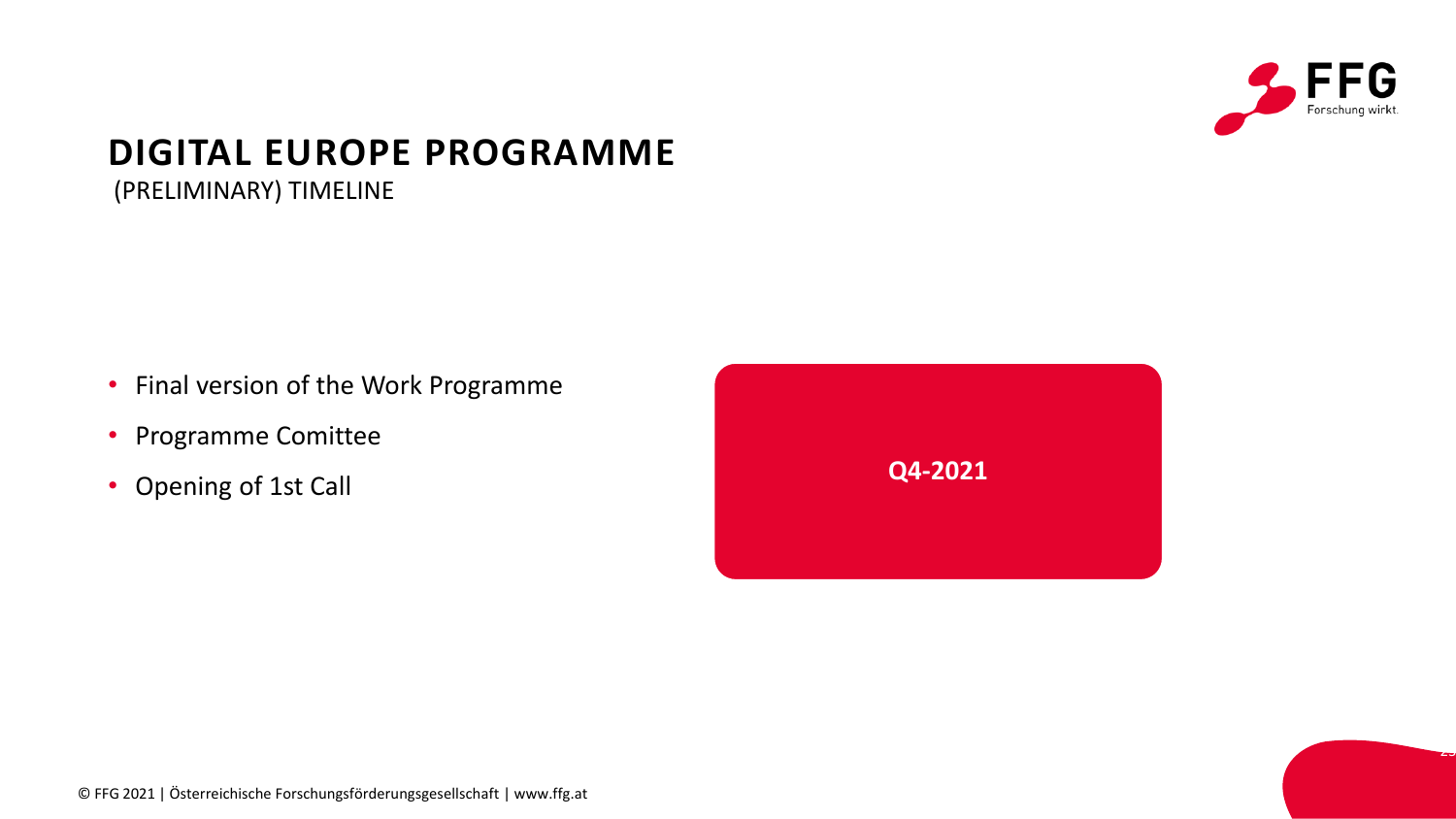# DIGITAL EUROPE PROGRAMME

(PRELIMINARY) TIMELINE

- Final version of the Work Programme
- Programme Comittee
- Opening of 1st Call

**Q4-2021**

© FFG 2021 | Österreichische Forschungsförderungsgesellschaft | www.ffg.at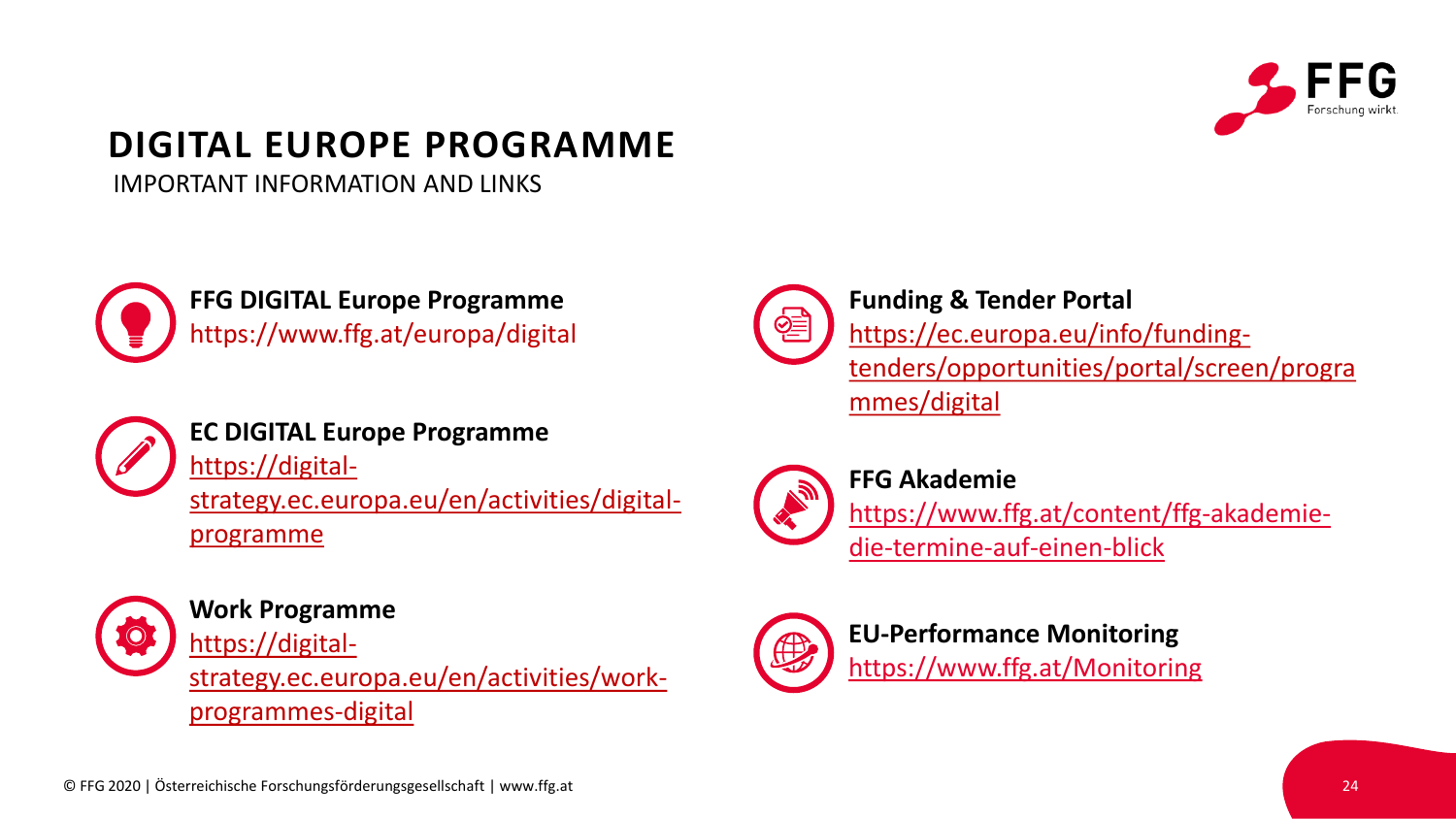# DIGITAL EUROPE PROGRAMME

IMPORTANT INFORMATION AND LINKS

**FFG DIGITAL Europe Programme**
https://www.ffg.at/europa/digital

**EC DIGITAL Europe Programme**
https://digital-strategy.ec.europa.eu/en/activities/digital-programme

**Work Programme**
https://digital-strategy.ec.europa.eu/en/activities/work-programmes-digital

**Funding & Tender Portal**
https://ec.europa.eu/info/funding-tenders/opportunities/portal/screen/programmes/digital

**FFG Akademie**
https://www.ffg.at/content/ffg-akademie-die-termine-auf-einen-blick

**EU-Performance Monitoring**
https://www.ffg.at/Monitoring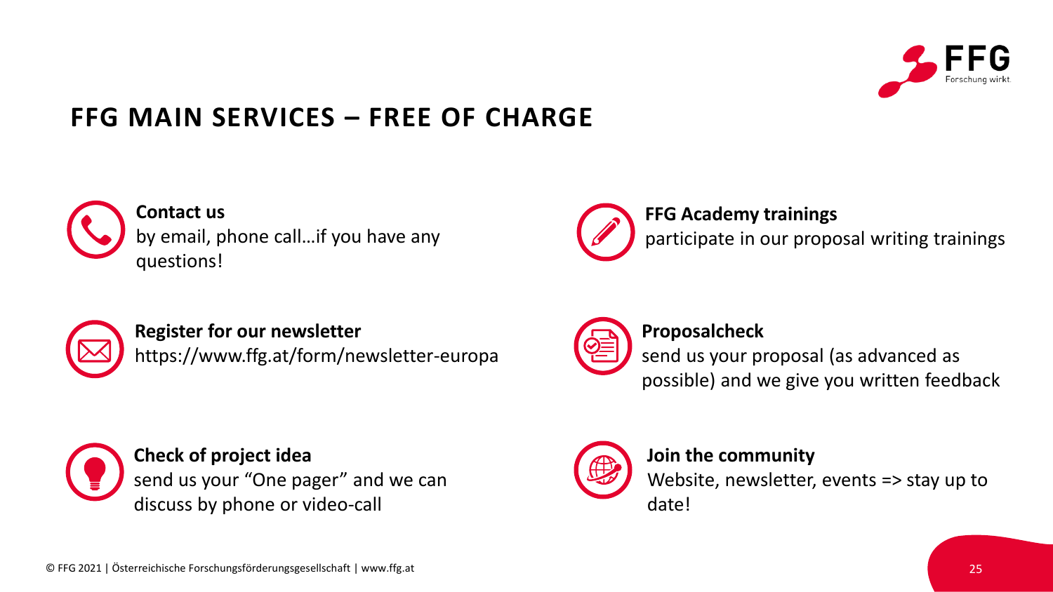# FFG MAIN SERVICES – FREE OF CHARGE

**Contact us**
by email, phone call…if you have any questions!

**FFG Academy trainings**
participate in our proposal writing trainings

**Register for our newsletter**
https://www.ffg.at/form/newsletter-europa

**Proposalcheck**
send us your proposal (as advanced as possible) and we give you written feedback

**Check of project idea**
send us your "One pager" and we can discuss by phone or video-call

**Join the community**
Website, newsletter, events => stay up to date!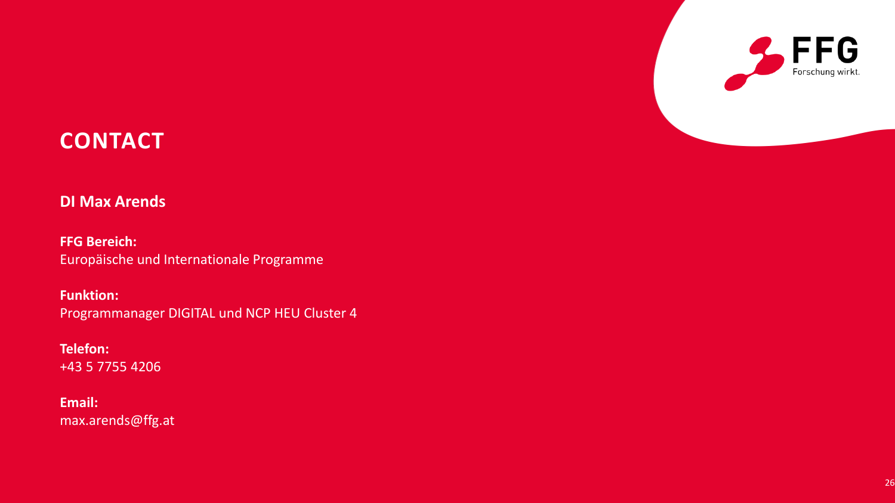# CONTACT

**DI Max Arends**

**FFG Bereich:**
Europäische und Internationale Programme

**Funktion:**
Programmanager DIGITAL und NCP HEU Cluster 4

**Telefon:**
+43 5 7755 4206

**Email:**
max.arends@ffg.at